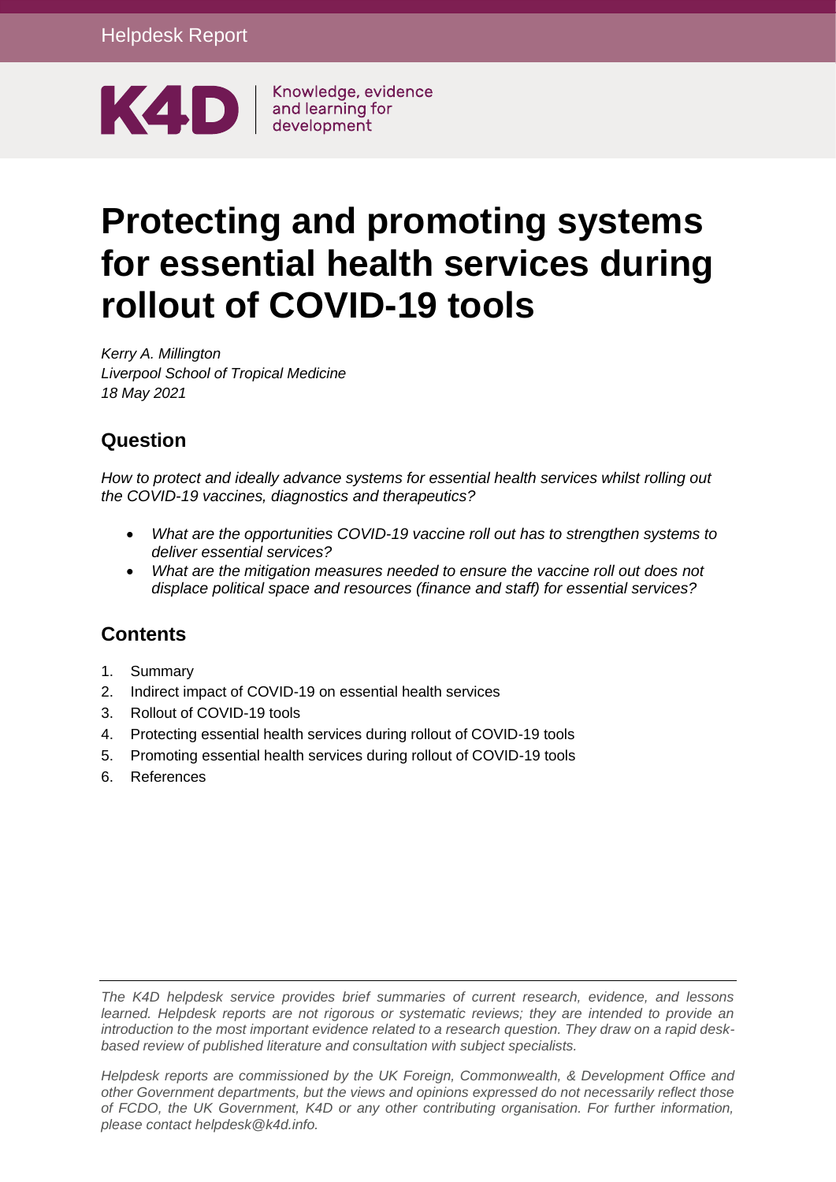Helpdesk Report

K4D Knowledge, evidence and learning for development

# Protecting and promoting systems for essential health services during rollout of COVID-19 tools

*Kerry A. Millington*
*Liverpool School of Tropical Medicine*
*18 May 2021*

## Question

*How to protect and ideally advance systems for essential health services whilst rolling out the COVID-19 vaccines, diagnostics and therapeutics?*

- *What are the opportunities COVID-19 vaccine roll out has to strengthen systems to deliver essential services?*
- *What are the mitigation measures needed to ensure the vaccine roll out does not displace political space and resources (finance and staff) for essential services?*

## Contents

1. Summary
2. Indirect impact of COVID-19 on essential health services
3. Rollout of COVID-19 tools
4. Protecting essential health services during rollout of COVID-19 tools
5. Promoting essential health services during rollout of COVID-19 tools
6. References

*The K4D helpdesk service provides brief summaries of current research, evidence, and lessons learned. Helpdesk reports are not rigorous or systematic reviews; they are intended to provide an introduction to the most important evidence related to a research question. They draw on a rapid desk-based review of published literature and consultation with subject specialists.*

*Helpdesk reports are commissioned by the UK Foreign, Commonwealth, & Development Office and other Government departments, but the views and opinions expressed do not necessarily reflect those of FCDO, the UK Government, K4D or any other contributing organisation. For further information, please contact helpdesk@k4d.info.*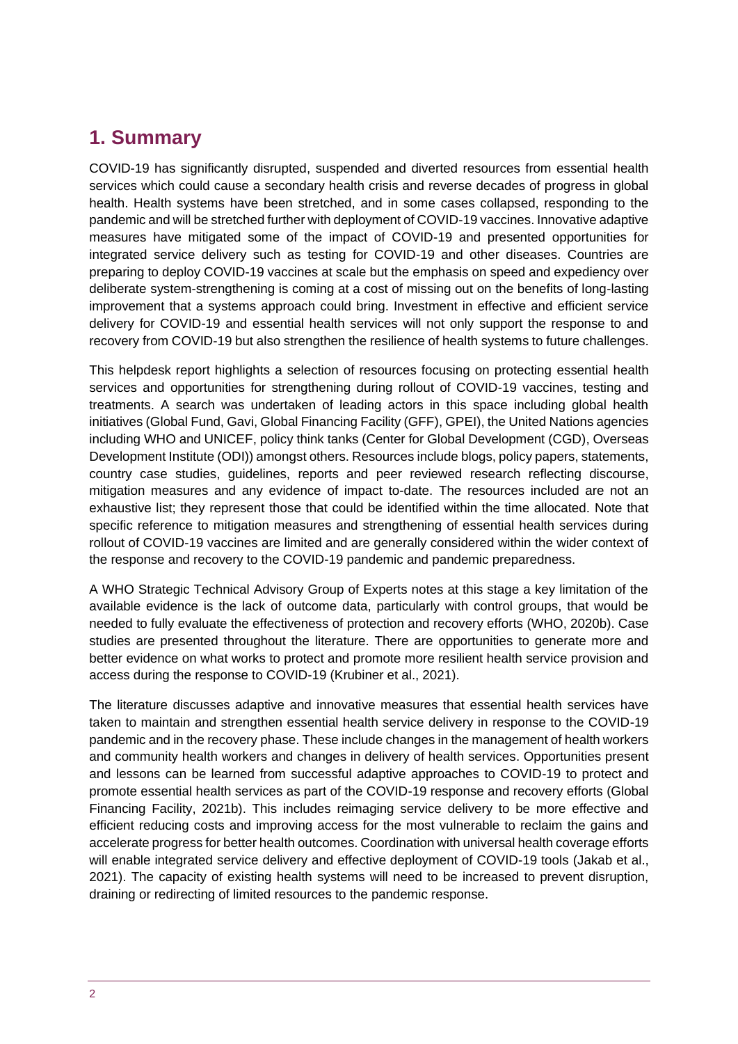## 1. Summary

COVID-19 has significantly disrupted, suspended and diverted resources from essential health services which could cause a secondary health crisis and reverse decades of progress in global health. Health systems have been stretched, and in some cases collapsed, responding to the pandemic and will be stretched further with deployment of COVID-19 vaccines. Innovative adaptive measures have mitigated some of the impact of COVID-19 and presented opportunities for integrated service delivery such as testing for COVID-19 and other diseases. Countries are preparing to deploy COVID-19 vaccines at scale but the emphasis on speed and expediency over deliberate system-strengthening is coming at a cost of missing out on the benefits of long-lasting improvement that a systems approach could bring. Investment in effective and efficient service delivery for COVID-19 and essential health services will not only support the response to and recovery from COVID-19 but also strengthen the resilience of health systems to future challenges.

This helpdesk report highlights a selection of resources focusing on protecting essential health services and opportunities for strengthening during rollout of COVID-19 vaccines, testing and treatments. A search was undertaken of leading actors in this space including global health initiatives (Global Fund, Gavi, Global Financing Facility (GFF), GPEI), the United Nations agencies including WHO and UNICEF, policy think tanks (Center for Global Development (CGD), Overseas Development Institute (ODI)) amongst others. Resources include blogs, policy papers, statements, country case studies, guidelines, reports and peer reviewed research reflecting discourse, mitigation measures and any evidence of impact to-date. The resources included are not an exhaustive list; they represent those that could be identified within the time allocated. Note that specific reference to mitigation measures and strengthening of essential health services during rollout of COVID-19 vaccines are limited and are generally considered within the wider context of the response and recovery to the COVID-19 pandemic and pandemic preparedness.

A WHO Strategic Technical Advisory Group of Experts notes at this stage a key limitation of the available evidence is the lack of outcome data, particularly with control groups, that would be needed to fully evaluate the effectiveness of protection and recovery efforts (WHO, 2020b). Case studies are presented throughout the literature. There are opportunities to generate more and better evidence on what works to protect and promote more resilient health service provision and access during the response to COVID-19 (Krubiner et al., 2021).

The literature discusses adaptive and innovative measures that essential health services have taken to maintain and strengthen essential health service delivery in response to the COVID-19 pandemic and in the recovery phase. These include changes in the management of health workers and community health workers and changes in delivery of health services. Opportunities present and lessons can be learned from successful adaptive approaches to COVID-19 to protect and promote essential health services as part of the COVID-19 response and recovery efforts (Global Financing Facility, 2021b). This includes reimaging service delivery to be more effective and efficient reducing costs and improving access for the most vulnerable to reclaim the gains and accelerate progress for better health outcomes. Coordination with universal health coverage efforts will enable integrated service delivery and effective deployment of COVID-19 tools (Jakab et al., 2021). The capacity of existing health systems will need to be increased to prevent disruption, draining or redirecting of limited resources to the pandemic response.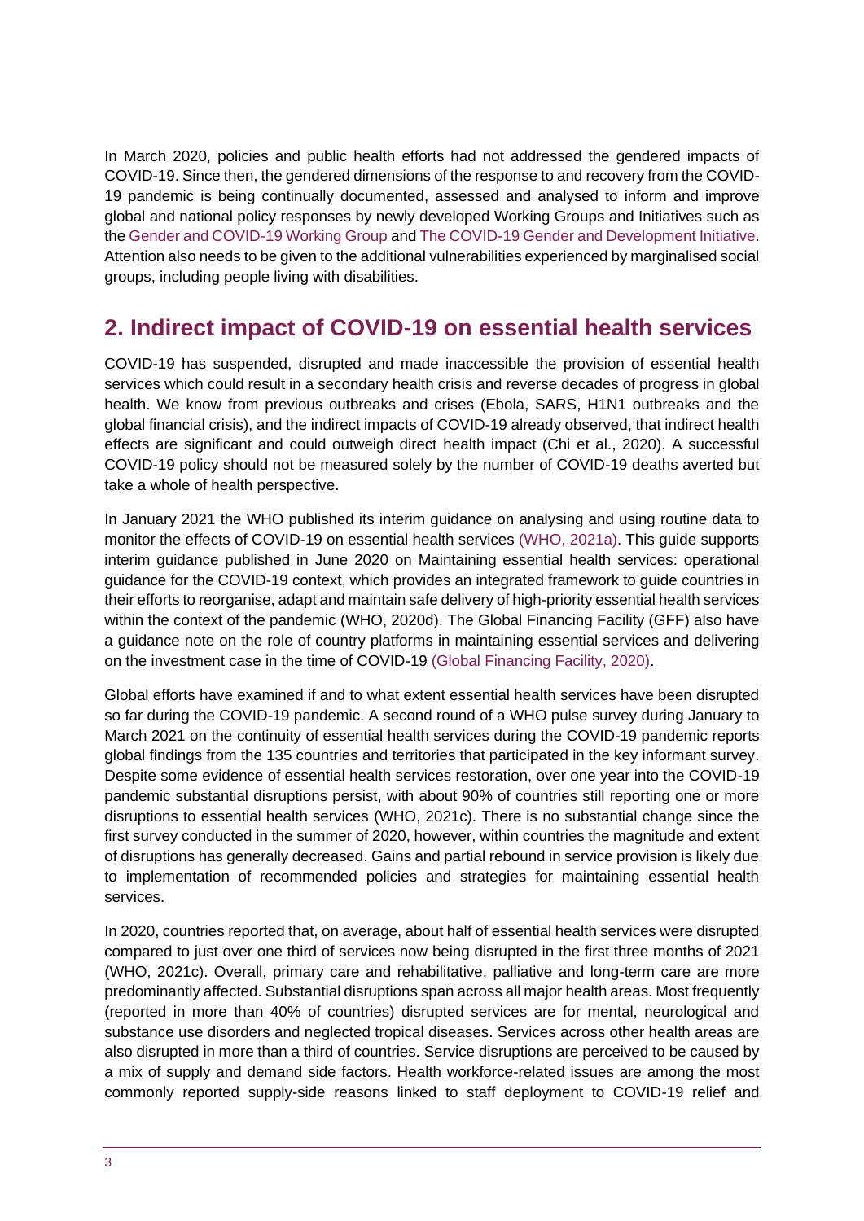In March 2020, policies and public health efforts had not addressed the gendered impacts of COVID-19. Since then, the gendered dimensions of the response to and recovery from the COVID-19 pandemic is being continually documented, assessed and analysed to inform and improve global and national policy responses by newly developed Working Groups and Initiatives such as the Gender and COVID-19 Working Group and The COVID-19 Gender and Development Initiative. Attention also needs to be given to the additional vulnerabilities experienced by marginalised social groups, including people living with disabilities.

## 2. Indirect impact of COVID-19 on essential health services

COVID-19 has suspended, disrupted and made inaccessible the provision of essential health services which could result in a secondary health crisis and reverse decades of progress in global health. We know from previous outbreaks and crises (Ebola, SARS, H1N1 outbreaks and the global financial crisis), and the indirect impacts of COVID-19 already observed, that indirect health effects are significant and could outweigh direct health impact (Chi et al., 2020). A successful COVID-19 policy should not be measured solely by the number of COVID-19 deaths averted but take a whole of health perspective.

In January 2021 the WHO published its interim guidance on analysing and using routine data to monitor the effects of COVID-19 on essential health services (WHO, 2021a). This guide supports interim guidance published in June 2020 on Maintaining essential health services: operational guidance for the COVID-19 context, which provides an integrated framework to guide countries in their efforts to reorganise, adapt and maintain safe delivery of high-priority essential health services within the context of the pandemic (WHO, 2020d). The Global Financing Facility (GFF) also have a guidance note on the role of country platforms in maintaining essential services and delivering on the investment case in the time of COVID-19 (Global Financing Facility, 2020).

Global efforts have examined if and to what extent essential health services have been disrupted so far during the COVID-19 pandemic. A second round of a WHO pulse survey during January to March 2021 on the continuity of essential health services during the COVID-19 pandemic reports global findings from the 135 countries and territories that participated in the key informant survey. Despite some evidence of essential health services restoration, over one year into the COVID-19 pandemic substantial disruptions persist, with about 90% of countries still reporting one or more disruptions to essential health services (WHO, 2021c). There is no substantial change since the first survey conducted in the summer of 2020, however, within countries the magnitude and extent of disruptions has generally decreased. Gains and partial rebound in service provision is likely due to implementation of recommended policies and strategies for maintaining essential health services.

In 2020, countries reported that, on average, about half of essential health services were disrupted compared to just over one third of services now being disrupted in the first three months of 2021 (WHO, 2021c). Overall, primary care and rehabilitative, palliative and long-term care are more predominantly affected. Substantial disruptions span across all major health areas. Most frequently (reported in more than 40% of countries) disrupted services are for mental, neurological and substance use disorders and neglected tropical diseases. Services across other health areas are also disrupted in more than a third of countries. Service disruptions are perceived to be caused by a mix of supply and demand side factors. Health workforce-related issues are among the most commonly reported supply-side reasons linked to staff deployment to COVID-19 relief and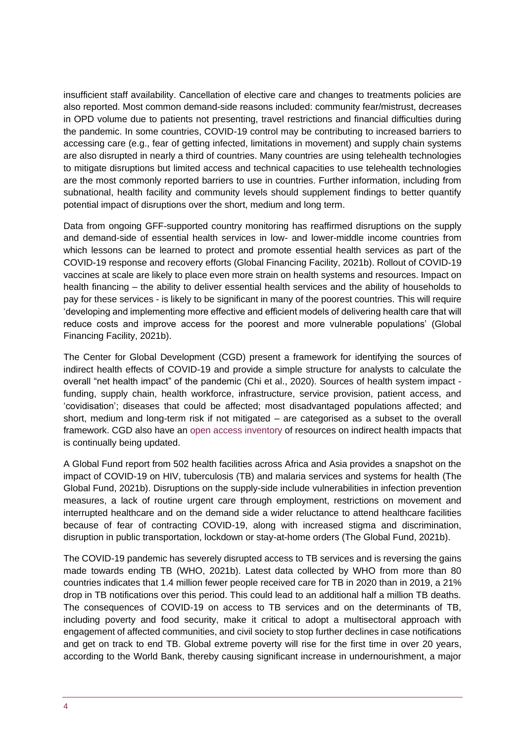insufficient staff availability. Cancellation of elective care and changes to treatments policies are also reported. Most common demand-side reasons included: community fear/mistrust, decreases in OPD volume due to patients not presenting, travel restrictions and financial difficulties during the pandemic. In some countries, COVID-19 control may be contributing to increased barriers to accessing care (e.g., fear of getting infected, limitations in movement) and supply chain systems are also disrupted in nearly a third of countries. Many countries are using telehealth technologies to mitigate disruptions but limited access and technical capacities to use telehealth technologies are the most commonly reported barriers to use in countries. Further information, including from subnational, health facility and community levels should supplement findings to better quantify potential impact of disruptions over the short, medium and long term.

Data from ongoing GFF-supported country monitoring has reaffirmed disruptions on the supply and demand-side of essential health services in low- and lower-middle income countries from which lessons can be learned to protect and promote essential health services as part of the COVID-19 response and recovery efforts (Global Financing Facility, 2021b). Rollout of COVID-19 vaccines at scale are likely to place even more strain on health systems and resources. Impact on health financing – the ability to deliver essential health services and the ability of households to pay for these services - is likely to be significant in many of the poorest countries. This will require 'developing and implementing more effective and efficient models of delivering health care that will reduce costs and improve access for the poorest and more vulnerable populations' (Global Financing Facility, 2021b).

The Center for Global Development (CGD) present a framework for identifying the sources of indirect health effects of COVID-19 and provide a simple structure for analysts to calculate the overall "net health impact" of the pandemic (Chi et al., 2020). Sources of health system impact - funding, supply chain, health workforce, infrastructure, service provision, patient access, and 'covidisation'; diseases that could be affected; most disadvantaged populations affected; and short, medium and long-term risk if not mitigated – are categorised as a subset to the overall framework. CGD also have an open access inventory of resources on indirect health impacts that is continually being updated.

A Global Fund report from 502 health facilities across Africa and Asia provides a snapshot on the impact of COVID-19 on HIV, tuberculosis (TB) and malaria services and systems for health (The Global Fund, 2021b). Disruptions on the supply-side include vulnerabilities in infection prevention measures, a lack of routine urgent care through employment, restrictions on movement and interrupted healthcare and on the demand side a wider reluctance to attend healthcare facilities because of fear of contracting COVID-19, along with increased stigma and discrimination, disruption in public transportation, lockdown or stay-at-home orders (The Global Fund, 2021b).

The COVID-19 pandemic has severely disrupted access to TB services and is reversing the gains made towards ending TB (WHO, 2021b). Latest data collected by WHO from more than 80 countries indicates that 1.4 million fewer people received care for TB in 2020 than in 2019, a 21% drop in TB notifications over this period. This could lead to an additional half a million TB deaths. The consequences of COVID-19 on access to TB services and on the determinants of TB, including poverty and food security, make it critical to adopt a multisectoral approach with engagement of affected communities, and civil society to stop further declines in case notifications and get on track to end TB. Global extreme poverty will rise for the first time in over 20 years, according to the World Bank, thereby causing significant increase in undernourishment, a major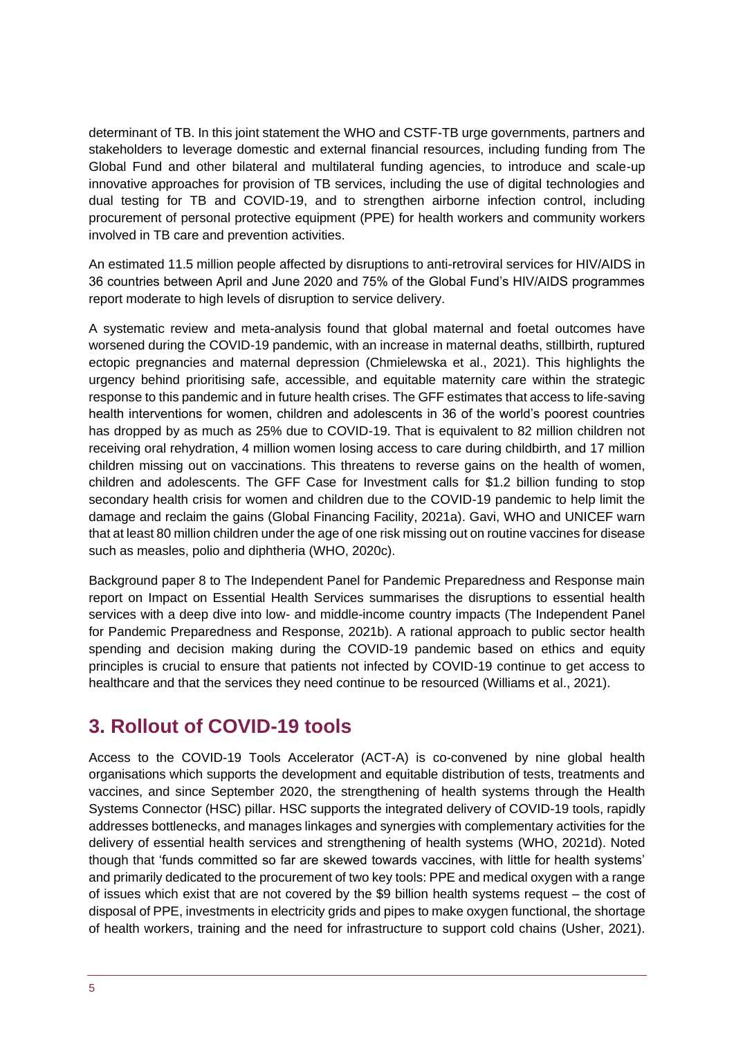determinant of TB. In this joint statement the WHO and CSTF-TB urge governments, partners and stakeholders to leverage domestic and external financial resources, including funding from The Global Fund and other bilateral and multilateral funding agencies, to introduce and scale-up innovative approaches for provision of TB services, including the use of digital technologies and dual testing for TB and COVID-19, and to strengthen airborne infection control, including procurement of personal protective equipment (PPE) for health workers and community workers involved in TB care and prevention activities.

An estimated 11.5 million people affected by disruptions to anti-retroviral services for HIV/AIDS in 36 countries between April and June 2020 and 75% of the Global Fund's HIV/AIDS programmes report moderate to high levels of disruption to service delivery.

A systematic review and meta-analysis found that global maternal and foetal outcomes have worsened during the COVID-19 pandemic, with an increase in maternal deaths, stillbirth, ruptured ectopic pregnancies and maternal depression (Chmielewska et al., 2021). This highlights the urgency behind prioritising safe, accessible, and equitable maternity care within the strategic response to this pandemic and in future health crises. The GFF estimates that access to life-saving health interventions for women, children and adolescents in 36 of the world's poorest countries has dropped by as much as 25% due to COVID-19. That is equivalent to 82 million children not receiving oral rehydration, 4 million women losing access to care during childbirth, and 17 million children missing out on vaccinations. This threatens to reverse gains on the health of women, children and adolescents. The GFF Case for Investment calls for $1.2 billion funding to stop secondary health crisis for women and children due to the COVID-19 pandemic to help limit the damage and reclaim the gains (Global Financing Facility, 2021a). Gavi, WHO and UNICEF warn that at least 80 million children under the age of one risk missing out on routine vaccines for disease such as measles, polio and diphtheria (WHO, 2020c).

Background paper 8 to The Independent Panel for Pandemic Preparedness and Response main report on Impact on Essential Health Services summarises the disruptions to essential health services with a deep dive into low- and middle-income country impacts (The Independent Panel for Pandemic Preparedness and Response, 2021b). A rational approach to public sector health spending and decision making during the COVID-19 pandemic based on ethics and equity principles is crucial to ensure that patients not infected by COVID-19 continue to get access to healthcare and that the services they need continue to be resourced (Williams et al., 2021).

## 3. Rollout of COVID-19 tools

Access to the COVID-19 Tools Accelerator (ACT-A) is co-convened by nine global health organisations which supports the development and equitable distribution of tests, treatments and vaccines, and since September 2020, the strengthening of health systems through the Health Systems Connector (HSC) pillar. HSC supports the integrated delivery of COVID-19 tools, rapidly addresses bottlenecks, and manages linkages and synergies with complementary activities for the delivery of essential health services and strengthening of health systems (WHO, 2021d). Noted though that 'funds committed so far are skewed towards vaccines, with little for health systems' and primarily dedicated to the procurement of two key tools: PPE and medical oxygen with a range of issues which exist that are not covered by the $9 billion health systems request – the cost of disposal of PPE, investments in electricity grids and pipes to make oxygen functional, the shortage of health workers, training and the need for infrastructure to support cold chains (Usher, 2021).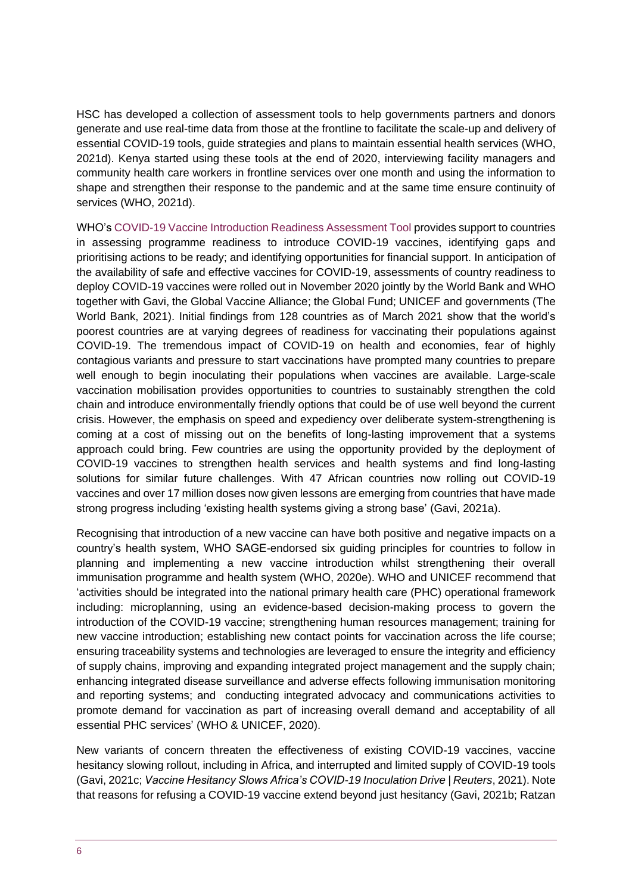HSC has developed a collection of assessment tools to help governments partners and donors generate and use real-time data from those at the frontline to facilitate the scale-up and delivery of essential COVID-19 tools, guide strategies and plans to maintain essential health services (WHO, 2021d). Kenya started using these tools at the end of 2020, interviewing facility managers and community health care workers in frontline services over one month and using the information to shape and strengthen their response to the pandemic and at the same time ensure continuity of services (WHO, 2021d).

WHO's COVID-19 Vaccine Introduction Readiness Assessment Tool provides support to countries in assessing programme readiness to introduce COVID-19 vaccines, identifying gaps and prioritising actions to be ready; and identifying opportunities for financial support. In anticipation of the availability of safe and effective vaccines for COVID-19, assessments of country readiness to deploy COVID-19 vaccines were rolled out in November 2020 jointly by the World Bank and WHO together with Gavi, the Global Vaccine Alliance; the Global Fund; UNICEF and governments (The World Bank, 2021). Initial findings from 128 countries as of March 2021 show that the world's poorest countries are at varying degrees of readiness for vaccinating their populations against COVID-19. The tremendous impact of COVID-19 on health and economies, fear of highly contagious variants and pressure to start vaccinations have prompted many countries to prepare well enough to begin inoculating their populations when vaccines are available. Large-scale vaccination mobilisation provides opportunities to countries to sustainably strengthen the cold chain and introduce environmentally friendly options that could be of use well beyond the current crisis. However, the emphasis on speed and expediency over deliberate system-strengthening is coming at a cost of missing out on the benefits of long-lasting improvement that a systems approach could bring. Few countries are using the opportunity provided by the deployment of COVID-19 vaccines to strengthen health services and health systems and find long-lasting solutions for similar future challenges. With 47 African countries now rolling out COVID-19 vaccines and over 17 million doses now given lessons are emerging from countries that have made strong progress including 'existing health systems giving a strong base' (Gavi, 2021a).

Recognising that introduction of a new vaccine can have both positive and negative impacts on a country's health system, WHO SAGE-endorsed six guiding principles for countries to follow in planning and implementing a new vaccine introduction whilst strengthening their overall immunisation programme and health system (WHO, 2020e). WHO and UNICEF recommend that 'activities should be integrated into the national primary health care (PHC) operational framework including: microplanning, using an evidence-based decision-making process to govern the introduction of the COVID-19 vaccine; strengthening human resources management; training for new vaccine introduction; establishing new contact points for vaccination across the life course; ensuring traceability systems and technologies are leveraged to ensure the integrity and efficiency of supply chains, improving and expanding integrated project management and the supply chain; enhancing integrated disease surveillance and adverse effects following immunisation monitoring and reporting systems; and conducting integrated advocacy and communications activities to promote demand for vaccination as part of increasing overall demand and acceptability of all essential PHC services' (WHO & UNICEF, 2020).

New variants of concern threaten the effectiveness of existing COVID-19 vaccines, vaccine hesitancy slowing rollout, including in Africa, and interrupted and limited supply of COVID-19 tools (Gavi, 2021c; *Vaccine Hesitancy Slows Africa's COVID-19 Inoculation Drive | Reuters*, 2021). Note that reasons for refusing a COVID-19 vaccine extend beyond just hesitancy (Gavi, 2021b; Ratzan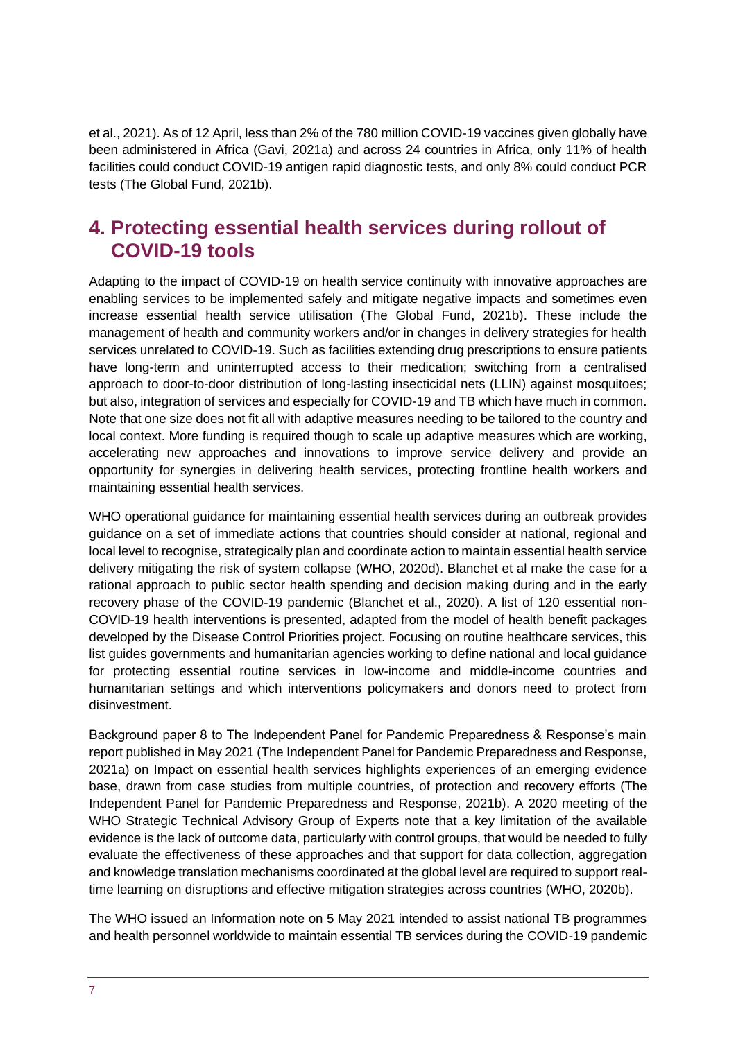et al., 2021). As of 12 April, less than 2% of the 780 million COVID-19 vaccines given globally have been administered in Africa (Gavi, 2021a) and across 24 countries in Africa, only 11% of health facilities could conduct COVID-19 antigen rapid diagnostic tests, and only 8% could conduct PCR tests (The Global Fund, 2021b).

## 4. Protecting essential health services during rollout of COVID-19 tools

Adapting to the impact of COVID-19 on health service continuity with innovative approaches are enabling services to be implemented safely and mitigate negative impacts and sometimes even increase essential health service utilisation (The Global Fund, 2021b). These include the management of health and community workers and/or in changes in delivery strategies for health services unrelated to COVID-19. Such as facilities extending drug prescriptions to ensure patients have long-term and uninterrupted access to their medication; switching from a centralised approach to door-to-door distribution of long-lasting insecticidal nets (LLIN) against mosquitoes; but also, integration of services and especially for COVID-19 and TB which have much in common. Note that one size does not fit all with adaptive measures needing to be tailored to the country and local context. More funding is required though to scale up adaptive measures which are working, accelerating new approaches and innovations to improve service delivery and provide an opportunity for synergies in delivering health services, protecting frontline health workers and maintaining essential health services.

WHO operational guidance for maintaining essential health services during an outbreak provides guidance on a set of immediate actions that countries should consider at national, regional and local level to recognise, strategically plan and coordinate action to maintain essential health service delivery mitigating the risk of system collapse (WHO, 2020d). Blanchet et al make the case for a rational approach to public sector health spending and decision making during and in the early recovery phase of the COVID-19 pandemic (Blanchet et al., 2020). A list of 120 essential non-COVID-19 health interventions is presented, adapted from the model of health benefit packages developed by the Disease Control Priorities project. Focusing on routine healthcare services, this list guides governments and humanitarian agencies working to define national and local guidance for protecting essential routine services in low-income and middle-income countries and humanitarian settings and which interventions policymakers and donors need to protect from disinvestment.

Background paper 8 to The Independent Panel for Pandemic Preparedness & Response's main report published in May 2021 (The Independent Panel for Pandemic Preparedness and Response, 2021a) on Impact on essential health services highlights experiences of an emerging evidence base, drawn from case studies from multiple countries, of protection and recovery efforts (The Independent Panel for Pandemic Preparedness and Response, 2021b). A 2020 meeting of the WHO Strategic Technical Advisory Group of Experts note that a key limitation of the available evidence is the lack of outcome data, particularly with control groups, that would be needed to fully evaluate the effectiveness of these approaches and that support for data collection, aggregation and knowledge translation mechanisms coordinated at the global level are required to support real-time learning on disruptions and effective mitigation strategies across countries (WHO, 2020b).

The WHO issued an Information note on 5 May 2021 intended to assist national TB programmes and health personnel worldwide to maintain essential TB services during the COVID-19 pandemic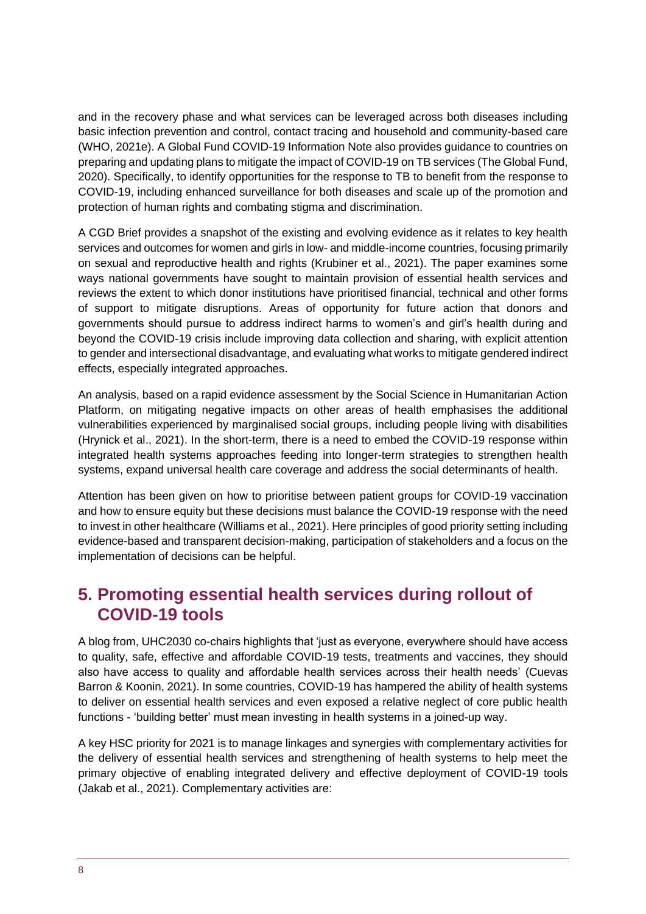and in the recovery phase and what services can be leveraged across both diseases including basic infection prevention and control, contact tracing and household and community-based care (WHO, 2021e). A Global Fund COVID-19 Information Note also provides guidance to countries on preparing and updating plans to mitigate the impact of COVID-19 on TB services (The Global Fund, 2020). Specifically, to identify opportunities for the response to TB to benefit from the response to COVID-19, including enhanced surveillance for both diseases and scale up of the promotion and protection of human rights and combating stigma and discrimination.

A CGD Brief provides a snapshot of the existing and evolving evidence as it relates to key health services and outcomes for women and girls in low- and middle-income countries, focusing primarily on sexual and reproductive health and rights (Krubiner et al., 2021). The paper examines some ways national governments have sought to maintain provision of essential health services and reviews the extent to which donor institutions have prioritised financial, technical and other forms of support to mitigate disruptions. Areas of opportunity for future action that donors and governments should pursue to address indirect harms to women's and girl's health during and beyond the COVID-19 crisis include improving data collection and sharing, with explicit attention to gender and intersectional disadvantage, and evaluating what works to mitigate gendered indirect effects, especially integrated approaches.

An analysis, based on a rapid evidence assessment by the Social Science in Humanitarian Action Platform, on mitigating negative impacts on other areas of health emphasises the additional vulnerabilities experienced by marginalised social groups, including people living with disabilities (Hrynick et al., 2021). In the short-term, there is a need to embed the COVID-19 response within integrated health systems approaches feeding into longer-term strategies to strengthen health systems, expand universal health care coverage and address the social determinants of health.

Attention has been given on how to prioritise between patient groups for COVID-19 vaccination and how to ensure equity but these decisions must balance the COVID-19 response with the need to invest in other healthcare (Williams et al., 2021). Here principles of good priority setting including evidence-based and transparent decision-making, participation of stakeholders and a focus on the implementation of decisions can be helpful.

## 5. Promoting essential health services during rollout of COVID-19 tools

A blog from, UHC2030 co-chairs highlights that 'just as everyone, everywhere should have access to quality, safe, effective and affordable COVID-19 tests, treatments and vaccines, they should also have access to quality and affordable health services across their health needs' (Cuevas Barron & Koonin, 2021). In some countries, COVID-19 has hampered the ability of health systems to deliver on essential health services and even exposed a relative neglect of core public health functions - 'building better' must mean investing in health systems in a joined-up way.

A key HSC priority for 2021 is to manage linkages and synergies with complementary activities for the delivery of essential health services and strengthening of health systems to help meet the primary objective of enabling integrated delivery and effective deployment of COVID-19 tools (Jakab et al., 2021). Complementary activities are: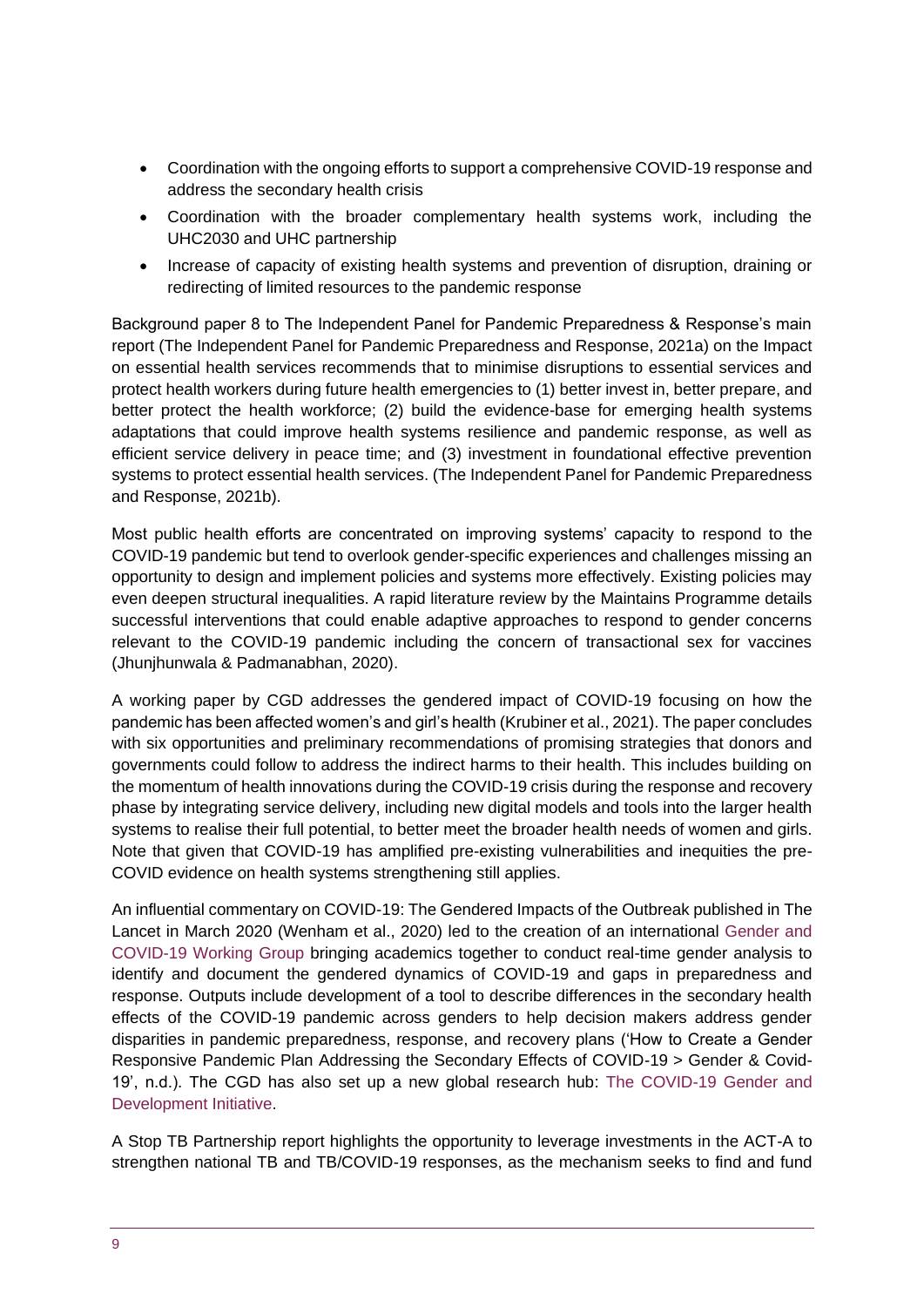- Coordination with the ongoing efforts to support a comprehensive COVID-19 response and address the secondary health crisis
- Coordination with the broader complementary health systems work, including the UHC2030 and UHC partnership
- Increase of capacity of existing health systems and prevention of disruption, draining or redirecting of limited resources to the pandemic response

Background paper 8 to The Independent Panel for Pandemic Preparedness & Response's main report (The Independent Panel for Pandemic Preparedness and Response, 2021a) on the Impact on essential health services recommends that to minimise disruptions to essential services and protect health workers during future health emergencies to (1) better invest in, better prepare, and better protect the health workforce; (2) build the evidence-base for emerging health systems adaptations that could improve health systems resilience and pandemic response, as well as efficient service delivery in peace time; and (3) investment in foundational effective prevention systems to protect essential health services. (The Independent Panel for Pandemic Preparedness and Response, 2021b).

Most public health efforts are concentrated on improving systems' capacity to respond to the COVID-19 pandemic but tend to overlook gender-specific experiences and challenges missing an opportunity to design and implement policies and systems more effectively. Existing policies may even deepen structural inequalities. A rapid literature review by the Maintains Programme details successful interventions that could enable adaptive approaches to respond to gender concerns relevant to the COVID-19 pandemic including the concern of transactional sex for vaccines (Jhunjhunwala & Padmanabhan, 2020).

A working paper by CGD addresses the gendered impact of COVID-19 focusing on how the pandemic has been affected women's and girl's health (Krubiner et al., 2021). The paper concludes with six opportunities and preliminary recommendations of promising strategies that donors and governments could follow to address the indirect harms to their health. This includes building on the momentum of health innovations during the COVID-19 crisis during the response and recovery phase by integrating service delivery, including new digital models and tools into the larger health systems to realise their full potential, to better meet the broader health needs of women and girls. Note that given that COVID-19 has amplified pre-existing vulnerabilities and inequities the pre-COVID evidence on health systems strengthening still applies.

An influential commentary on COVID-19: The Gendered Impacts of the Outbreak published in The Lancet in March 2020 (Wenham et al., 2020) led to the creation of an international Gender and COVID-19 Working Group bringing academics together to conduct real-time gender analysis to identify and document the gendered dynamics of COVID-19 and gaps in preparedness and response. Outputs include development of a tool to describe differences in the secondary health effects of the COVID-19 pandemic across genders to help decision makers address gender disparities in pandemic preparedness, response, and recovery plans ('How to Create a Gender Responsive Pandemic Plan Addressing the Secondary Effects of COVID-19 > Gender & Covid-19', n.d.). The CGD has also set up a new global research hub: The COVID-19 Gender and Development Initiative.

A Stop TB Partnership report highlights the opportunity to leverage investments in the ACT-A to strengthen national TB and TB/COVID-19 responses, as the mechanism seeks to find and fund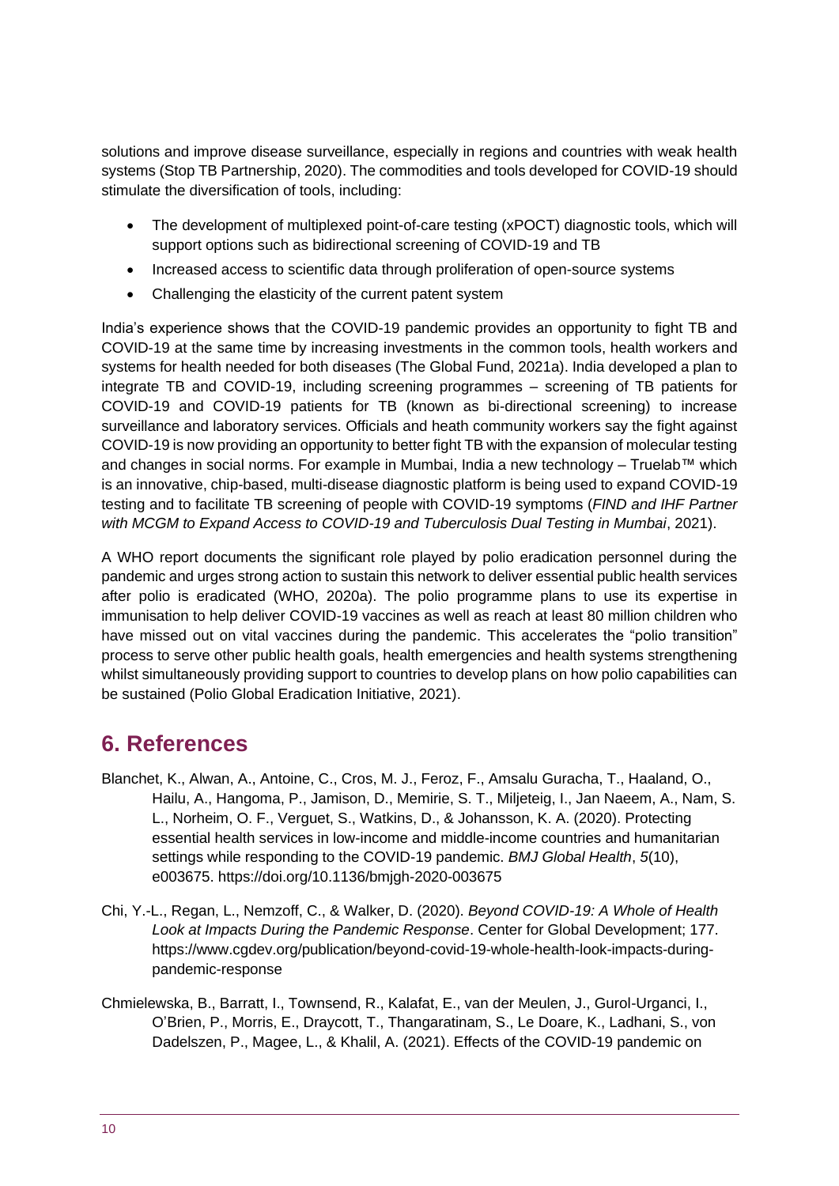solutions and improve disease surveillance, especially in regions and countries with weak health systems (Stop TB Partnership, 2020). The commodities and tools developed for COVID-19 should stimulate the diversification of tools, including:

- The development of multiplexed point-of-care testing (xPOCT) diagnostic tools, which will support options such as bidirectional screening of COVID-19 and TB
- Increased access to scientific data through proliferation of open-source systems
- Challenging the elasticity of the current patent system

India's experience shows that the COVID-19 pandemic provides an opportunity to fight TB and COVID-19 at the same time by increasing investments in the common tools, health workers and systems for health needed for both diseases (The Global Fund, 2021a). India developed a plan to integrate TB and COVID-19, including screening programmes – screening of TB patients for COVID-19 and COVID-19 patients for TB (known as bi-directional screening) to increase surveillance and laboratory services. Officials and heath community workers say the fight against COVID-19 is now providing an opportunity to better fight TB with the expansion of molecular testing and changes in social norms. For example in Mumbai, India a new technology – Truelab™ which is an innovative, chip-based, multi-disease diagnostic platform is being used to expand COVID-19 testing and to facilitate TB screening of people with COVID-19 symptoms (*FIND and IHF Partner with MCGM to Expand Access to COVID-19 and Tuberculosis Dual Testing in Mumbai*, 2021).

A WHO report documents the significant role played by polio eradication personnel during the pandemic and urges strong action to sustain this network to deliver essential public health services after polio is eradicated (WHO, 2020a). The polio programme plans to use its expertise in immunisation to help deliver COVID-19 vaccines as well as reach at least 80 million children who have missed out on vital vaccines during the pandemic. This accelerates the "polio transition" process to serve other public health goals, health emergencies and health systems strengthening whilst simultaneously providing support to countries to develop plans on how polio capabilities can be sustained (Polio Global Eradication Initiative, 2021).

## 6. References

Blanchet, K., Alwan, A., Antoine, C., Cros, M. J., Feroz, F., Amsalu Guracha, T., Haaland, O., Hailu, A., Hangoma, P., Jamison, D., Memirie, S. T., Miljeteig, I., Jan Naeem, A., Nam, S. L., Norheim, O. F., Verguet, S., Watkins, D., & Johansson, K. A. (2020). Protecting essential health services in low-income and middle-income countries and humanitarian settings while responding to the COVID-19 pandemic. *BMJ Global Health*, *5*(10), e003675. https://doi.org/10.1136/bmjgh-2020-003675

Chi, Y.-L., Regan, L., Nemzoff, C., & Walker, D. (2020). *Beyond COVID-19: A Whole of Health Look at Impacts During the Pandemic Response*. Center for Global Development; 177. https://www.cgdev.org/publication/beyond-covid-19-whole-health-look-impacts-during-pandemic-response

Chmielewska, B., Barratt, I., Townsend, R., Kalafat, E., van der Meulen, J., Gurol-Urganci, I., O'Brien, P., Morris, E., Draycott, T., Thangaratinam, S., Le Doare, K., Ladhani, S., von Dadelszen, P., Magee, L., & Khalil, A. (2021). Effects of the COVID-19 pandemic on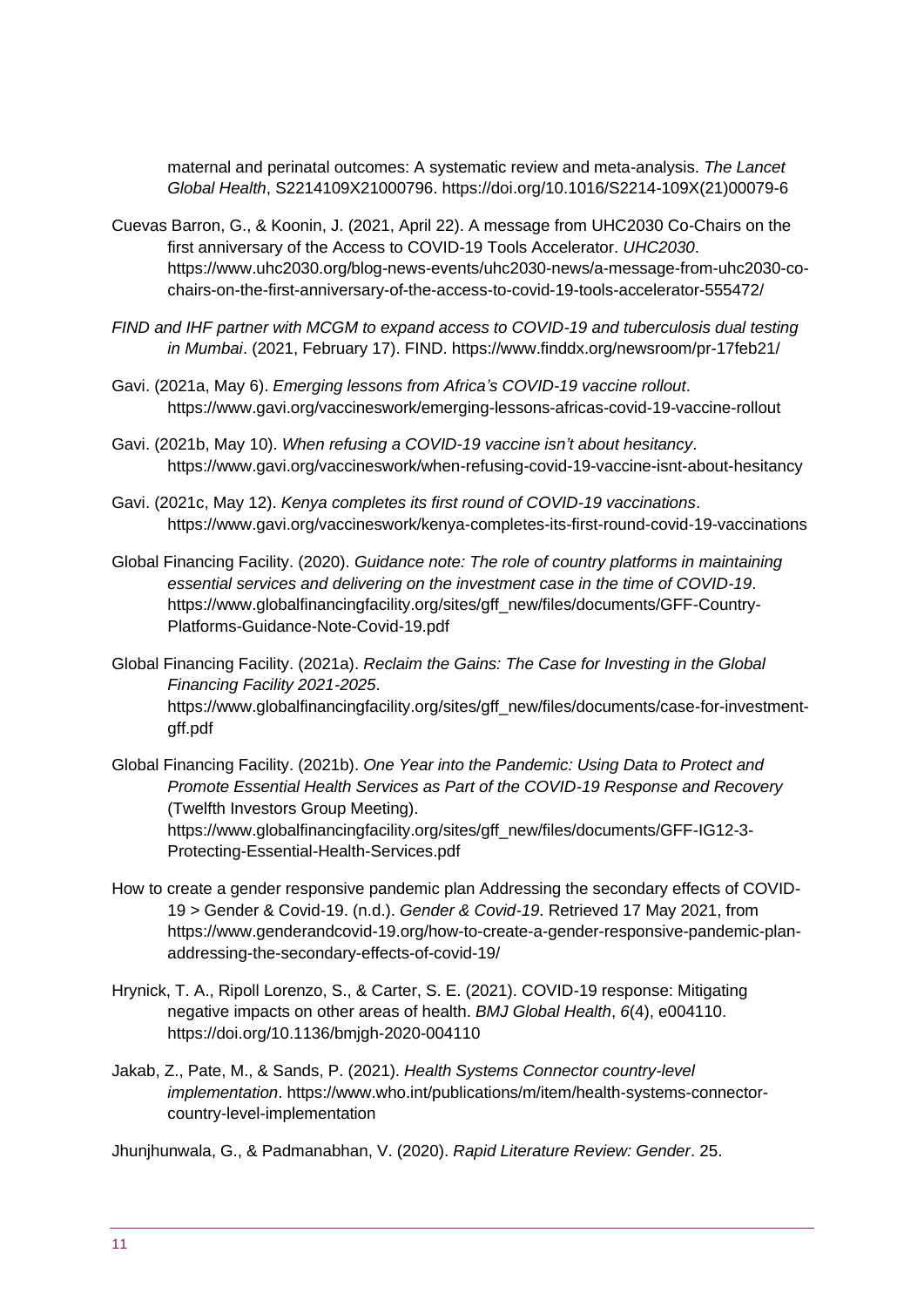maternal and perinatal outcomes: A systematic review and meta-analysis. *The Lancet Global Health*, S2214109X21000796. https://doi.org/10.1016/S2214-109X(21)00079-6

Cuevas Barron, G., & Koonin, J. (2021, April 22). A message from UHC2030 Co-Chairs on the first anniversary of the Access to COVID-19 Tools Accelerator. *UHC2030*. https://www.uhc2030.org/blog-news-events/uhc2030-news/a-message-from-uhc2030-co-chairs-on-the-first-anniversary-of-the-access-to-covid-19-tools-accelerator-555472/

*FIND and IHF partner with MCGM to expand access to COVID-19 and tuberculosis dual testing in Mumbai*. (2021, February 17). FIND. https://www.finddx.org/newsroom/pr-17feb21/

Gavi. (2021a, May 6). *Emerging lessons from Africa's COVID-19 vaccine rollout*. https://www.gavi.org/vaccineswork/emerging-lessons-africas-covid-19-vaccine-rollout

Gavi. (2021b, May 10). *When refusing a COVID-19 vaccine isn't about hesitancy*. https://www.gavi.org/vaccineswork/when-refusing-covid-19-vaccine-isnt-about-hesitancy

Gavi. (2021c, May 12). *Kenya completes its first round of COVID-19 vaccinations*. https://www.gavi.org/vaccineswork/kenya-completes-its-first-round-covid-19-vaccinations

Global Financing Facility. (2020). *Guidance note: The role of country platforms in maintaining essential services and delivering on the investment case in the time of COVID-19*. https://www.globalfinancingfacility.org/sites/gff_new/files/documents/GFF-Country-Platforms-Guidance-Note-Covid-19.pdf

Global Financing Facility. (2021a). *Reclaim the Gains: The Case for Investing in the Global Financing Facility 2021-2025*. https://www.globalfinancingfacility.org/sites/gff_new/files/documents/case-for-investment-gff.pdf

Global Financing Facility. (2021b). *One Year into the Pandemic: Using Data to Protect and Promote Essential Health Services as Part of the COVID-19 Response and Recovery* (Twelfth Investors Group Meeting). https://www.globalfinancingfacility.org/sites/gff_new/files/documents/GFF-IG12-3-Protecting-Essential-Health-Services.pdf

How to create a gender responsive pandemic plan Addressing the secondary effects of COVID-19 > Gender & Covid-19. (n.d.). *Gender & Covid-19*. Retrieved 17 May 2021, from https://www.genderandcovid-19.org/how-to-create-a-gender-responsive-pandemic-plan-addressing-the-secondary-effects-of-covid-19/

Hrynick, T. A., Ripoll Lorenzo, S., & Carter, S. E. (2021). COVID-19 response: Mitigating negative impacts on other areas of health. *BMJ Global Health*, *6*(4), e004110. https://doi.org/10.1136/bmjgh-2020-004110

Jakab, Z., Pate, M., & Sands, P. (2021). *Health Systems Connector country-level implementation*. https://www.who.int/publications/m/item/health-systems-connector-country-level-implementation

Jhunjhunwala, G., & Padmanabhan, V. (2020). *Rapid Literature Review: Gender*. 25.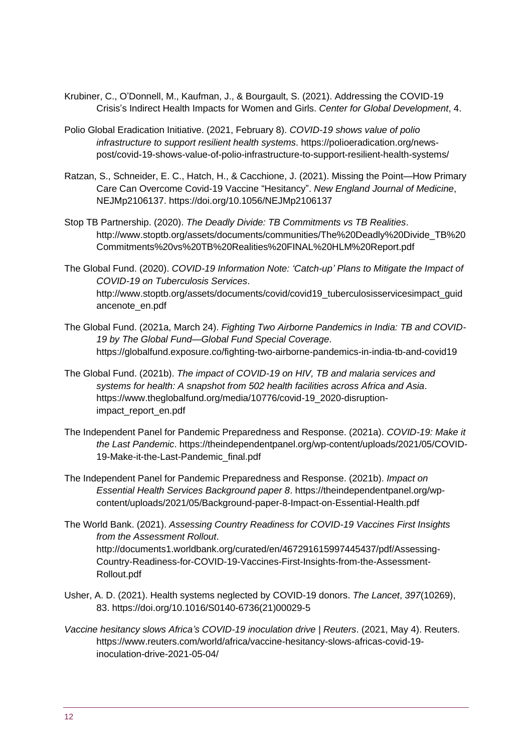Krubiner, C., O'Donnell, M., Kaufman, J., & Bourgault, S. (2021). Addressing the COVID-19 Crisis's Indirect Health Impacts for Women and Girls. *Center for Global Development*, 4.

Polio Global Eradication Initiative. (2021, February 8). *COVID-19 shows value of polio infrastructure to support resilient health systems*. https://polioeradication.org/news-post/covid-19-shows-value-of-polio-infrastructure-to-support-resilient-health-systems/

Ratzan, S., Schneider, E. C., Hatch, H., & Cacchione, J. (2021). Missing the Point—How Primary Care Can Overcome Covid-19 Vaccine "Hesitancy". *New England Journal of Medicine*, NEJMp2106137. https://doi.org/10.1056/NEJMp2106137

Stop TB Partnership. (2020). *The Deadly Divide: TB Commitments vs TB Realities*. http://www.stoptb.org/assets/documents/communities/The%20Deadly%20Divide_TB%20Commitments%20vs%20TB%20Realities%20FINAL%20HLM%20Report.pdf

The Global Fund. (2020). *COVID-19 Information Note: 'Catch-up' Plans to Mitigate the Impact of COVID-19 on Tuberculosis Services*. http://www.stoptb.org/assets/documents/covid/covid19_tuberculosisservicesimpact_guidancenote_en.pdf

The Global Fund. (2021a, March 24). *Fighting Two Airborne Pandemics in India: TB and COVID-19 by The Global Fund—Global Fund Special Coverage*. https://globalfund.exposure.co/fighting-two-airborne-pandemics-in-india-tb-and-covid19

The Global Fund. (2021b). *The impact of COVID-19 on HIV, TB and malaria services and systems for health: A snapshot from 502 health facilities across Africa and Asia*. https://www.theglobalfund.org/media/10776/covid-19_2020-disruption-impact_report_en.pdf

The Independent Panel for Pandemic Preparedness and Response. (2021a). *COVID-19: Make it the Last Pandemic*. https://theindependentpanel.org/wp-content/uploads/2021/05/COVID-19-Make-it-the-Last-Pandemic_final.pdf

The Independent Panel for Pandemic Preparedness and Response. (2021b). *Impact on Essential Health Services Background paper 8*. https://theindependentpanel.org/wp-content/uploads/2021/05/Background-paper-8-Impact-on-Essential-Health.pdf

The World Bank. (2021). *Assessing Country Readiness for COVID-19 Vaccines First Insights from the Assessment Rollout*. http://documents1.worldbank.org/curated/en/467291615997445437/pdf/Assessing-Country-Readiness-for-COVID-19-Vaccines-First-Insights-from-the-Assessment-Rollout.pdf

Usher, A. D. (2021). Health systems neglected by COVID-19 donors. *The Lancet*, *397*(10269), 83. https://doi.org/10.1016/S0140-6736(21)00029-5

*Vaccine hesitancy slows Africa's COVID-19 inoculation drive | Reuters*. (2021, May 4). Reuters. https://www.reuters.com/world/africa/vaccine-hesitancy-slows-africas-covid-19-inoculation-drive-2021-05-04/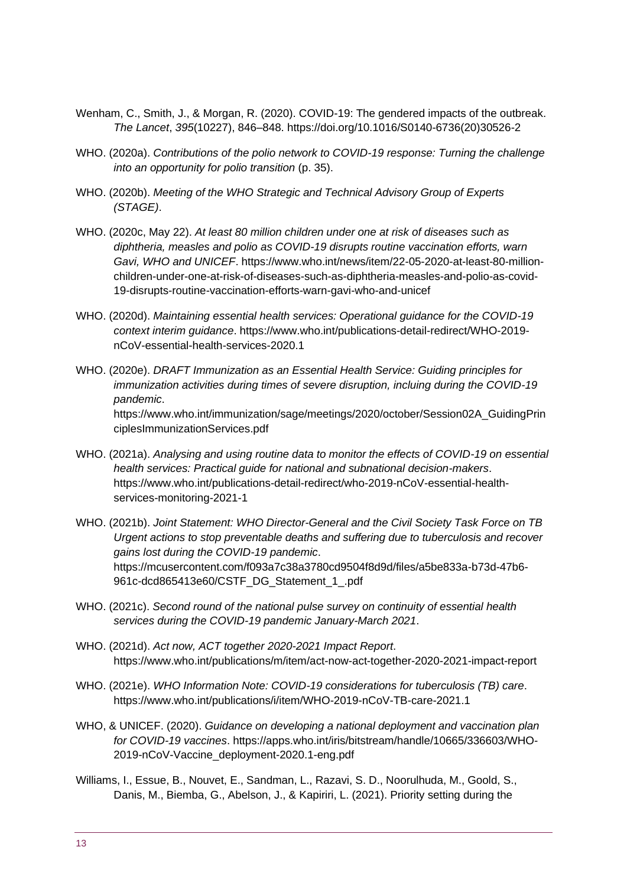Wenham, C., Smith, J., & Morgan, R. (2020). COVID-19: The gendered impacts of the outbreak. *The Lancet*, *395*(10227), 846–848. https://doi.org/10.1016/S0140-6736(20)30526-2

WHO. (2020a). *Contributions of the polio network to COVID-19 response: Turning the challenge into an opportunity for polio transition* (p. 35).

WHO. (2020b). *Meeting of the WHO Strategic and Technical Advisory Group of Experts (STAGE)*.

WHO. (2020c, May 22). *At least 80 million children under one at risk of diseases such as diphtheria, measles and polio as COVID-19 disrupts routine vaccination efforts, warn Gavi, WHO and UNICEF*. https://www.who.int/news/item/22-05-2020-at-least-80-million-children-under-one-at-risk-of-diseases-such-as-diphtheria-measles-and-polio-as-covid-19-disrupts-routine-vaccination-efforts-warn-gavi-who-and-unicef

WHO. (2020d). *Maintaining essential health services: Operational guidance for the COVID-19 context interim guidance*. https://www.who.int/publications-detail-redirect/WHO-2019-nCoV-essential-health-services-2020.1

WHO. (2020e). *DRAFT Immunization as an Essential Health Service: Guiding principles for immunization activities during times of severe disruption, incluing during the COVID-19 pandemic*. https://www.who.int/immunization/sage/meetings/2020/october/Session02A_GuidingPrinciplesImmunizationServices.pdf

WHO. (2021a). *Analysing and using routine data to monitor the effects of COVID-19 on essential health services: Practical guide for national and subnational decision-makers*. https://www.who.int/publications-detail-redirect/who-2019-nCoV-essential-health-services-monitoring-2021-1

WHO. (2021b). *Joint Statement: WHO Director-General and the Civil Society Task Force on TB Urgent actions to stop preventable deaths and suffering due to tuberculosis and recover gains lost during the COVID-19 pandemic*. https://mcusercontent.com/f093a7c38a3780cd9504f8d9d/files/a5be833a-b73d-47b6-961c-dcd865413e60/CSTF_DG_Statement_1_.pdf

WHO. (2021c). *Second round of the national pulse survey on continuity of essential health services during the COVID-19 pandemic January-March 2021*.

WHO. (2021d). *Act now, ACT together 2020-2021 Impact Report*. https://www.who.int/publications/m/item/act-now-act-together-2020-2021-impact-report

WHO. (2021e). *WHO Information Note: COVID-19 considerations for tuberculosis (TB) care*. https://www.who.int/publications/i/item/WHO-2019-nCoV-TB-care-2021.1

WHO, & UNICEF. (2020). *Guidance on developing a national deployment and vaccination plan for COVID-19 vaccines*. https://apps.who.int/iris/bitstream/handle/10665/336603/WHO-2019-nCoV-Vaccine_deployment-2020.1-eng.pdf

Williams, I., Essue, B., Nouvet, E., Sandman, L., Razavi, S. D., Noorulhuda, M., Goold, S., Danis, M., Biemba, G., Abelson, J., & Kapiriri, L. (2021). Priority setting during the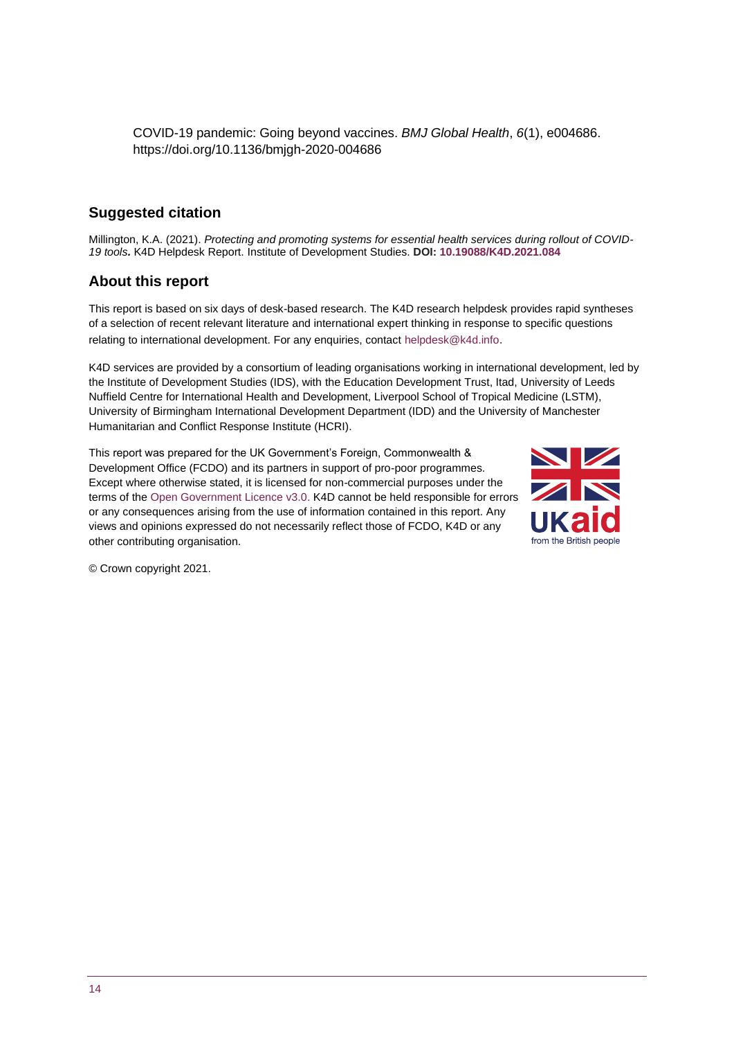COVID-19 pandemic: Going beyond vaccines. *BMJ Global Health*, *6*(1), e004686. https://doi.org/10.1136/bmjgh-2020-004686

## Suggested citation

Millington, K.A. (2021). *Protecting and promoting systems for essential health services during rollout of COVID-19 tools***.** K4D Helpdesk Report. Institute of Development Studies. **DOI: 10.19088/K4D.2021.084**

## About this report

This report is based on six days of desk-based research. The K4D research helpdesk provides rapid syntheses of a selection of recent relevant literature and international expert thinking in response to specific questions relating to international development. For any enquiries, contact helpdesk@k4d.info.

K4D services are provided by a consortium of leading organisations working in international development, led by the Institute of Development Studies (IDS), with the Education Development Trust, Itad, University of Leeds Nuffield Centre for International Health and Development, Liverpool School of Tropical Medicine (LSTM), University of Birmingham International Development Department (IDD) and the University of Manchester Humanitarian and Conflict Response Institute (HCRI).

This report was prepared for the UK Government's Foreign, Commonwealth & Development Office (FCDO) and its partners in support of pro-poor programmes. Except where otherwise stated, it is licensed for non-commercial purposes under the terms of the Open Government Licence v3.0. K4D cannot be held responsible for errors or any consequences arising from the use of information contained in this report. Any views and opinions expressed do not necessarily reflect those of FCDO, K4D or any other contributing organisation.

UKaid from the British people

© Crown copyright 2021.